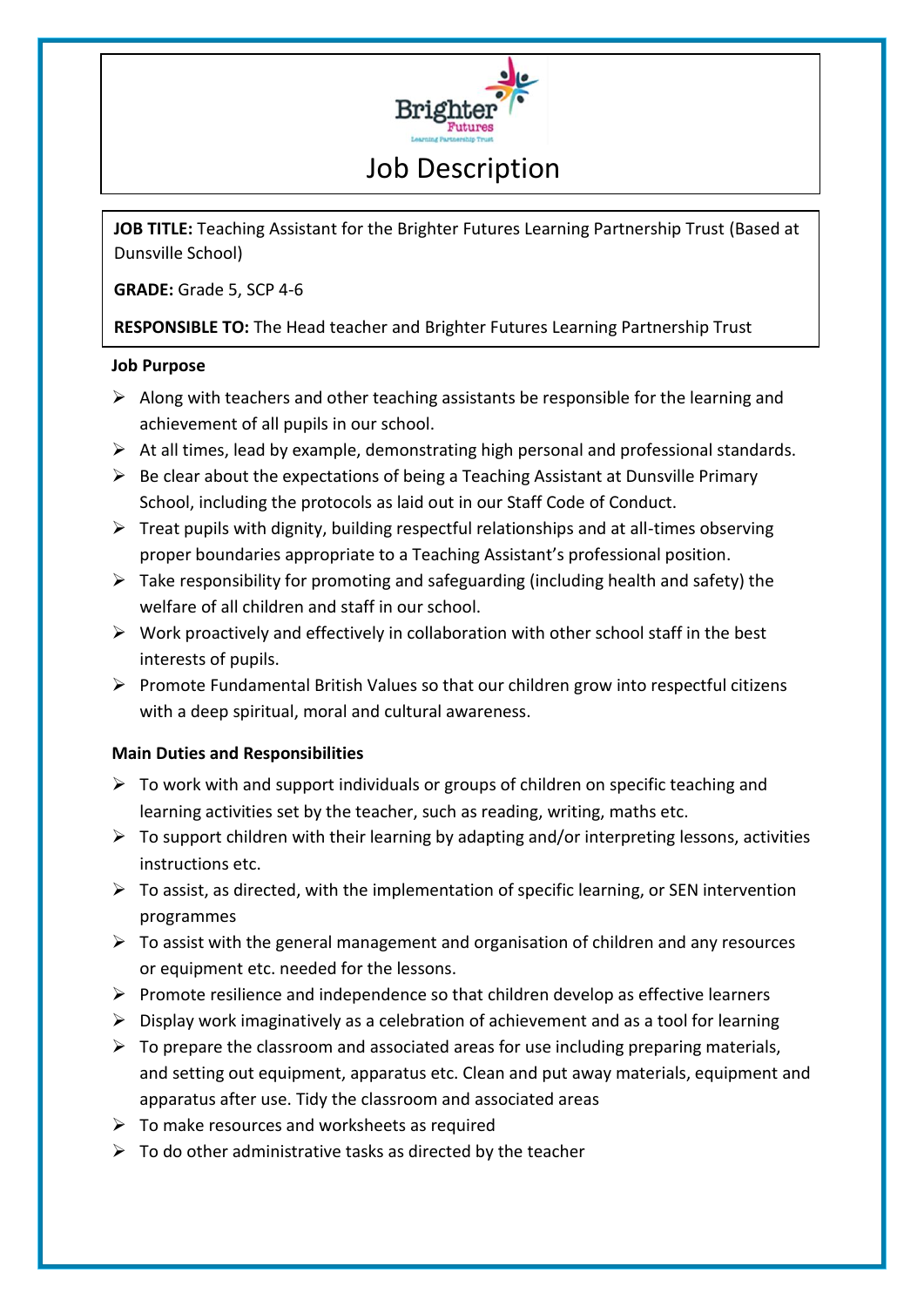Brighter Futures
Learning Partnership Trust

# Job Description

**JOB TITLE:** Teaching Assistant for the Brighter Futures Learning Partnership Trust (Based at Dunsville School)

**GRADE:** Grade 5, SCP 4-6

**RESPONSIBLE TO:** The Head teacher and Brighter Futures Learning Partnership Trust

**Job Purpose**

- Along with teachers and other teaching assistants be responsible for the learning and achievement of all pupils in our school.
- At all times, lead by example, demonstrating high personal and professional standards.
- Be clear about the expectations of being a Teaching Assistant at Dunsville Primary School, including the protocols as laid out in our Staff Code of Conduct.
- Treat pupils with dignity, building respectful relationships and at all-times observing proper boundaries appropriate to a Teaching Assistant's professional position.
- Take responsibility for promoting and safeguarding (including health and safety) the welfare of all children and staff in our school.
- Work proactively and effectively in collaboration with other school staff in the best interests of pupils.
- Promote Fundamental British Values so that our children grow into respectful citizens with a deep spiritual, moral and cultural awareness.

**Main Duties and Responsibilities**

- To work with and support individuals or groups of children on specific teaching and learning activities set by the teacher, such as reading, writing, maths etc.
- To support children with their learning by adapting and/or interpreting lessons, activities instructions etc.
- To assist, as directed, with the implementation of specific learning, or SEN intervention programmes
- To assist with the general management and organisation of children and any resources or equipment etc. needed for the lessons.
- Promote resilience and independence so that children develop as effective learners
- Display work imaginatively as a celebration of achievement and as a tool for learning
- To prepare the classroom and associated areas for use including preparing materials, and setting out equipment, apparatus etc. Clean and put away materials, equipment and apparatus after use. Tidy the classroom and associated areas
- To make resources and worksheets as required
- To do other administrative tasks as directed by the teacher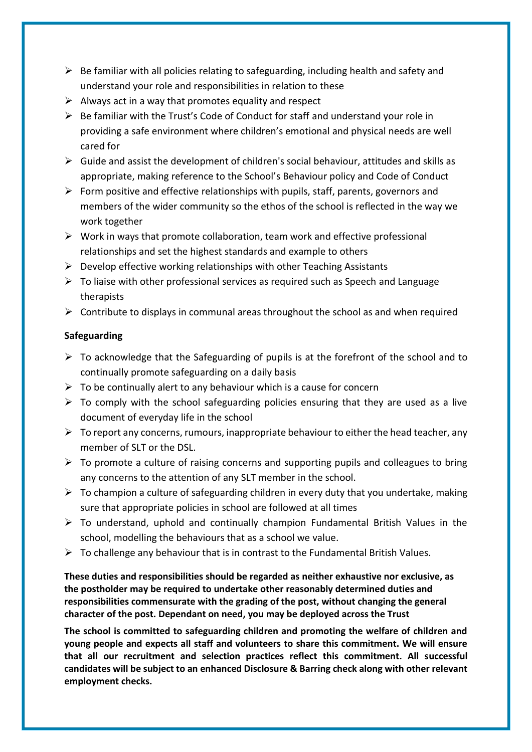- Be familiar with all policies relating to safeguarding, including health and safety and understand your role and responsibilities in relation to these
- Always act in a way that promotes equality and respect
- Be familiar with the Trust's Code of Conduct for staff and understand your role in providing a safe environment where children's emotional and physical needs are well cared for
- Guide and assist the development of children's social behaviour, attitudes and skills as appropriate, making reference to the School's Behaviour policy and Code of Conduct
- Form positive and effective relationships with pupils, staff, parents, governors and members of the wider community so the ethos of the school is reflected in the way we work together
- Work in ways that promote collaboration, team work and effective professional relationships and set the highest standards and example to others
- Develop effective working relationships with other Teaching Assistants
- To liaise with other professional services as required such as Speech and Language therapists
- Contribute to displays in communal areas throughout the school as and when required

**Safeguarding**

- To acknowledge that the Safeguarding of pupils is at the forefront of the school and to continually promote safeguarding on a daily basis
- To be continually alert to any behaviour which is a cause for concern
- To comply with the school safeguarding policies ensuring that they are used as a live document of everyday life in the school
- To report any concerns, rumours, inappropriate behaviour to either the head teacher, any member of SLT or the DSL.
- To promote a culture of raising concerns and supporting pupils and colleagues to bring any concerns to the attention of any SLT member in the school.
- To champion a culture of safeguarding children in every duty that you undertake, making sure that appropriate policies in school are followed at all times
- To understand, uphold and continually champion Fundamental British Values in the school, modelling the behaviours that as a school we value.
- To challenge any behaviour that is in contrast to the Fundamental British Values.

**These duties and responsibilities should be regarded as neither exhaustive nor exclusive, as the postholder may be required to undertake other reasonably determined duties and responsibilities commensurate with the grading of the post, without changing the general character of the post. Dependant on need, you may be deployed across the Trust**

**The school is committed to safeguarding children and promoting the welfare of children and young people and expects all staff and volunteers to share this commitment. We will ensure that all our recruitment and selection practices reflect this commitment. All successful candidates will be subject to an enhanced Disclosure & Barring check along with other relevant employment checks.**